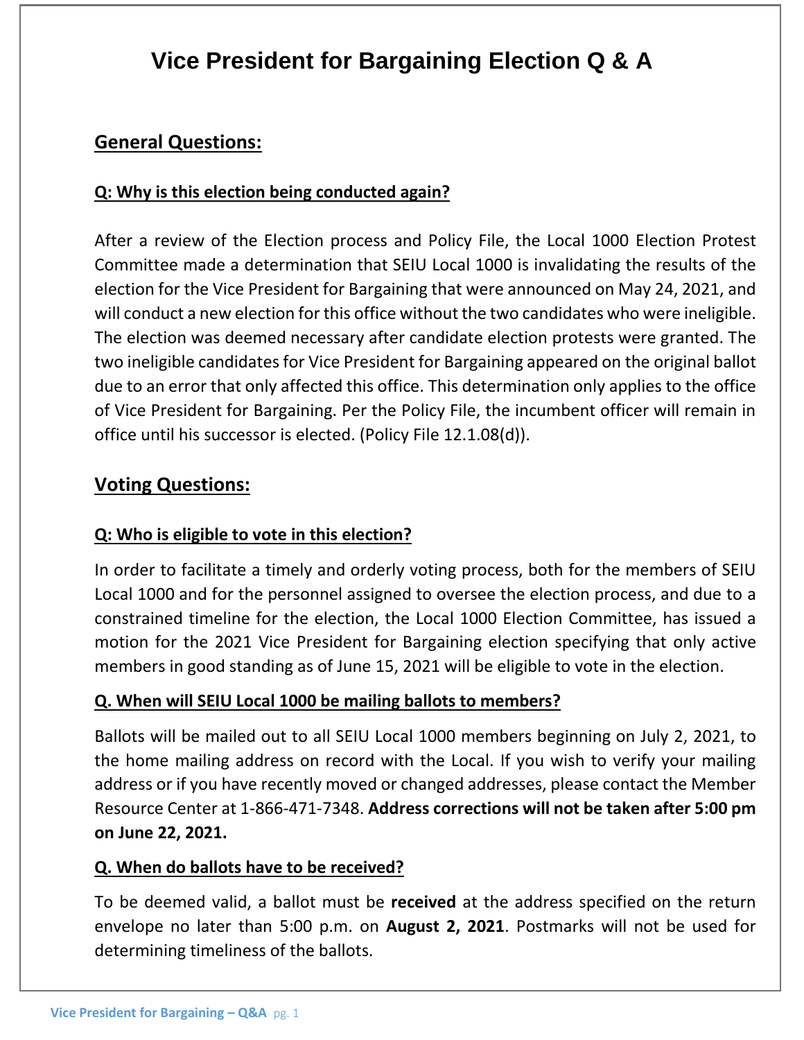# Vice President for Bargaining Election Q & A

## General Questions:

### Q: Why is this election being conducted again?

After a review of the Election process and Policy File, the Local 1000 Election Protest Committee made a determination that SEIU Local 1000 is invalidating the results of the election for the Vice President for Bargaining that were announced on May 24, 2021, and will conduct a new election for this office without the two candidates who were ineligible. The election was deemed necessary after candidate election protests were granted. The two ineligible candidates for Vice President for Bargaining appeared on the original ballot due to an error that only affected this office. This determination only applies to the office of Vice President for Bargaining. Per the Policy File, the incumbent officer will remain in office until his successor is elected. (Policy File 12.1.08(d)).

## Voting Questions:

### Q: Who is eligible to vote in this election?

In order to facilitate a timely and orderly voting process, both for the members of SEIU Local 1000 and for the personnel assigned to oversee the election process, and due to a constrained timeline for the election, the Local 1000 Election Committee, has issued a motion for the 2021 Vice President for Bargaining election specifying that only active members in good standing as of June 15, 2021 will be eligible to vote in the election.

### Q. When will SEIU Local 1000 be mailing ballots to members?

Ballots will be mailed out to all SEIU Local 1000 members beginning on July 2, 2021, to the home mailing address on record with the Local. If you wish to verify your mailing address or if you have recently moved or changed addresses, please contact the Member Resource Center at 1-866-471-7348. **Address corrections will not be taken after 5:00 pm on June 22, 2021.**

### Q. When do ballots have to be received?

To be deemed valid, a ballot must be **received** at the address specified on the return envelope no later than 5:00 p.m. on **August 2, 2021**. Postmarks will not be used for determining timeliness of the ballots.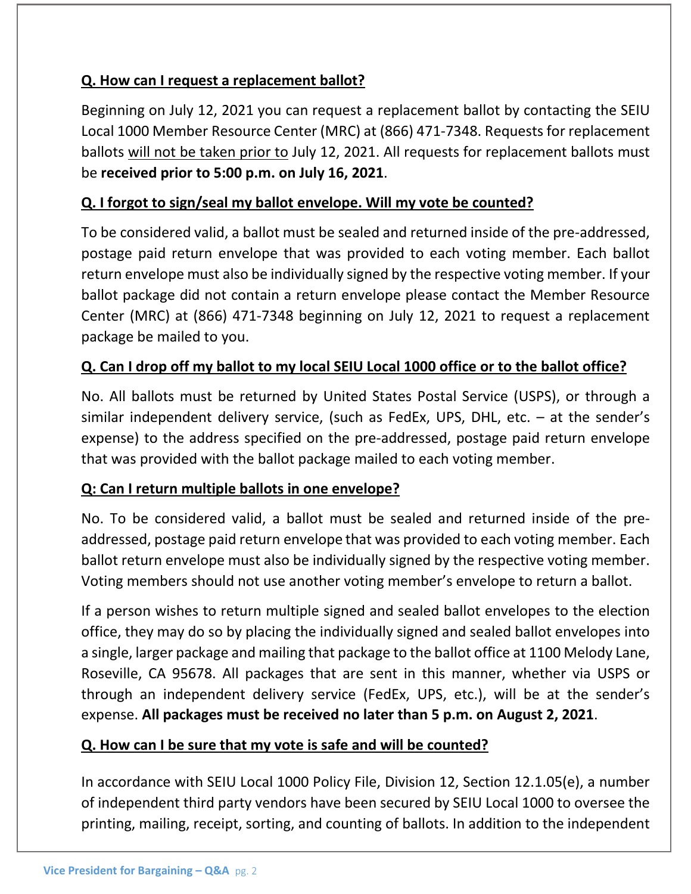**Q. How can I request a replacement ballot?**

Beginning on July 12, 2021 you can request a replacement ballot by contacting the SEIU Local 1000 Member Resource Center (MRC) at (866) 471-7348. Requests for replacement ballots will not be taken prior to July 12, 2021. All requests for replacement ballots must be **received prior to 5:00 p.m. on July 16, 2021**.

**Q. I forgot to sign/seal my ballot envelope. Will my vote be counted?**

To be considered valid, a ballot must be sealed and returned inside of the pre-addressed, postage paid return envelope that was provided to each voting member. Each ballot return envelope must also be individually signed by the respective voting member. If your ballot package did not contain a return envelope please contact the Member Resource Center (MRC) at (866) 471-7348 beginning on July 12, 2021 to request a replacement package be mailed to you.

**Q. Can I drop off my ballot to my local SEIU Local 1000 office or to the ballot office?**

No. All ballots must be returned by United States Postal Service (USPS), or through a similar independent delivery service, (such as FedEx, UPS, DHL, etc. – at the sender's expense) to the address specified on the pre-addressed, postage paid return envelope that was provided with the ballot package mailed to each voting member.

**Q: Can I return multiple ballots in one envelope?**

No. To be considered valid, a ballot must be sealed and returned inside of the pre-addressed, postage paid return envelope that was provided to each voting member. Each ballot return envelope must also be individually signed by the respective voting member. Voting members should not use another voting member's envelope to return a ballot.

If a person wishes to return multiple signed and sealed ballot envelopes to the election office, they may do so by placing the individually signed and sealed ballot envelopes into a single, larger package and mailing that package to the ballot office at 1100 Melody Lane, Roseville, CA 95678. All packages that are sent in this manner, whether via USPS or through an independent delivery service (FedEx, UPS, etc.), will be at the sender's expense. **All packages must be received no later than 5 p.m. on August 2, 2021**.

**Q. How can I be sure that my vote is safe and will be counted?**

In accordance with SEIU Local 1000 Policy File, Division 12, Section 12.1.05(e), a number of independent third party vendors have been secured by SEIU Local 1000 to oversee the printing, mailing, receipt, sorting, and counting of ballots. In addition to the independent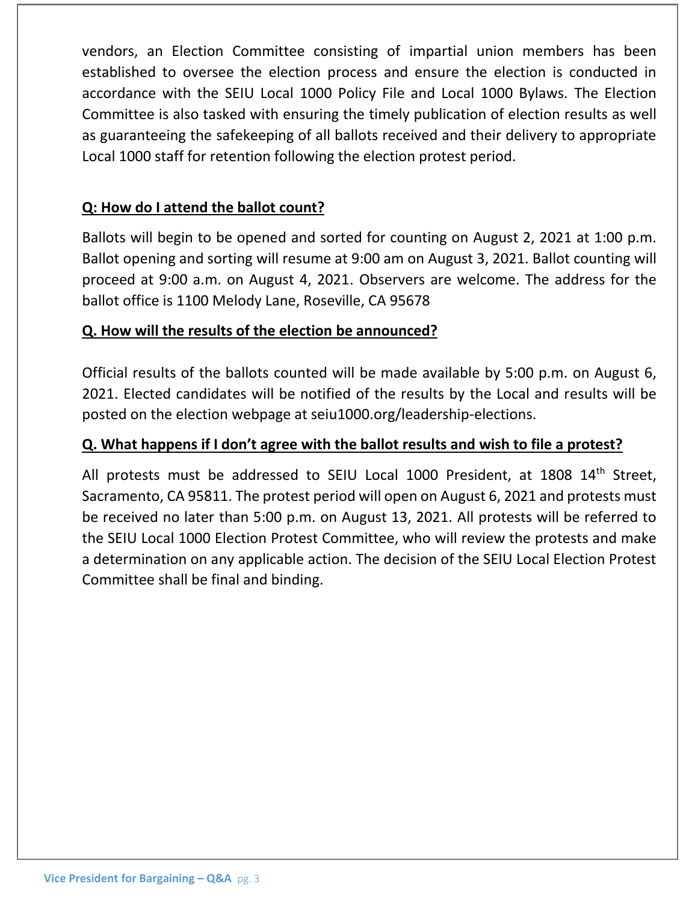vendors, an Election Committee consisting of impartial union members has been established to oversee the election process and ensure the election is conducted in accordance with the SEIU Local 1000 Policy File and Local 1000 Bylaws. The Election Committee is also tasked with ensuring the timely publication of election results as well as guaranteeing the safekeeping of all ballots received and their delivery to appropriate Local 1000 staff for retention following the election protest period.

**Q: How do I attend the ballot count?**

Ballots will begin to be opened and sorted for counting on August 2, 2021 at 1:00 p.m. Ballot opening and sorting will resume at 9:00 am on August 3, 2021. Ballot counting will proceed at 9:00 a.m. on August 4, 2021. Observers are welcome. The address for the ballot office is 1100 Melody Lane, Roseville, CA 95678

**Q. How will the results of the election be announced?**

Official results of the ballots counted will be made available by 5:00 p.m. on August 6, 2021. Elected candidates will be notified of the results by the Local and results will be posted on the election webpage at seiu1000.org/leadership-elections.

**Q. What happens if I don't agree with the ballot results and wish to file a protest?**

All protests must be addressed to SEIU Local 1000 President, at 1808 14th Street, Sacramento, CA 95811. The protest period will open on August 6, 2021 and protests must be received no later than 5:00 p.m. on August 13, 2021. All protests will be referred to the SEIU Local 1000 Election Protest Committee, who will review the protests and make a determination on any applicable action. The decision of the SEIU Local Election Protest Committee shall be final and binding.